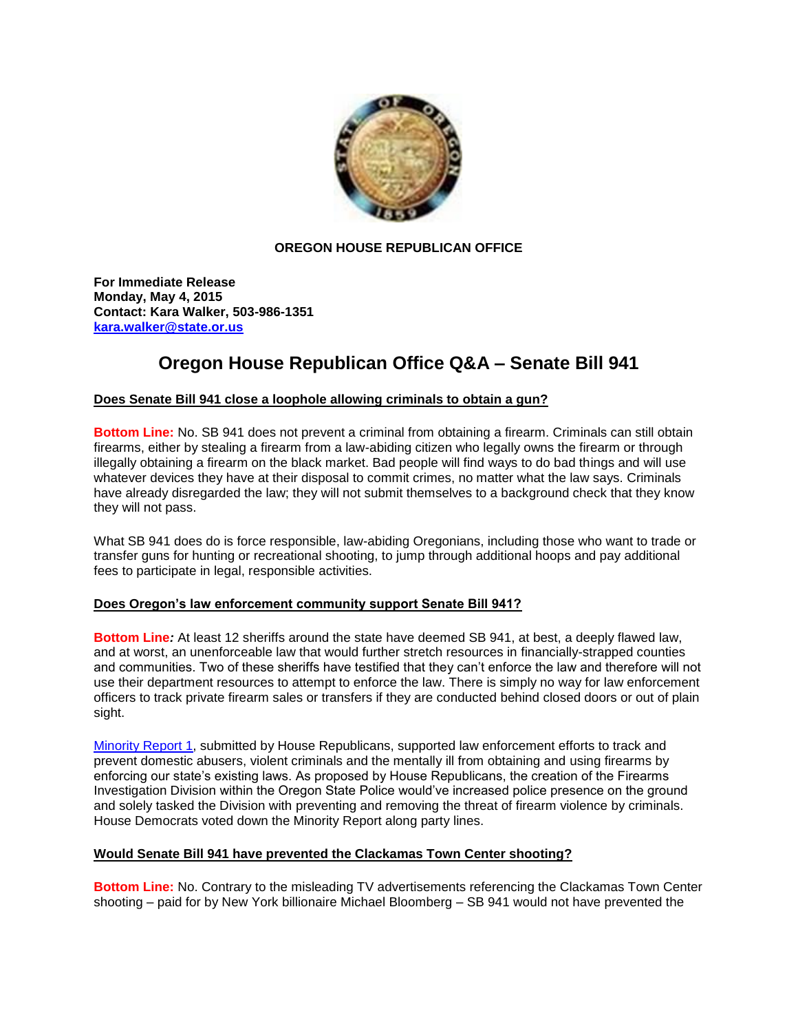**OREGON HOUSE REPUBLICAN OFFICE**

**For Immediate Release**
**Monday, May 4, 2015**
**Contact: Kara Walker, 503-986-1351**
**kara.walker@state.or.us**

# Oregon House Republican Office Q&A – Senate Bill 941

**Does Senate Bill 941 close a loophole allowing criminals to obtain a gun?**

**Bottom Line:** No. SB 941 does not prevent a criminal from obtaining a firearm. Criminals can still obtain firearms, either by stealing a firearm from a law-abiding citizen who legally owns the firearm or through illegally obtaining a firearm on the black market. Bad people will find ways to do bad things and will use whatever devices they have at their disposal to commit crimes, no matter what the law says. Criminals have already disregarded the law; they will not submit themselves to a background check that they know they will not pass.

What SB 941 does do is force responsible, law-abiding Oregonians, including those who want to trade or transfer guns for hunting or recreational shooting, to jump through additional hoops and pay additional fees to participate in legal, responsible activities.

**Does Oregon's law enforcement community support Senate Bill 941?**

**Bottom Line*:*** At least 12 sheriffs around the state have deemed SB 941, at best, a deeply flawed law, and at worst, an unenforceable law that would further stretch resources in financially-strapped counties and communities. Two of these sheriffs have testified that they can't enforce the law and therefore will not use their department resources to attempt to enforce the law. There is simply no way for law enforcement officers to track private firearm sales or transfers if they are conducted behind closed doors or out of plain sight.

Minority Report 1, submitted by House Republicans, supported law enforcement efforts to track and prevent domestic abusers, violent criminals and the mentally ill from obtaining and using firearms by enforcing our state's existing laws. As proposed by House Republicans, the creation of the Firearms Investigation Division within the Oregon State Police would've increased police presence on the ground and solely tasked the Division with preventing and removing the threat of firearm violence by criminals. House Democrats voted down the Minority Report along party lines.

**Would Senate Bill 941 have prevented the Clackamas Town Center shooting?**

**Bottom Line:** No. Contrary to the misleading TV advertisements referencing the Clackamas Town Center shooting – paid for by New York billionaire Michael Bloomberg – SB 941 would not have prevented the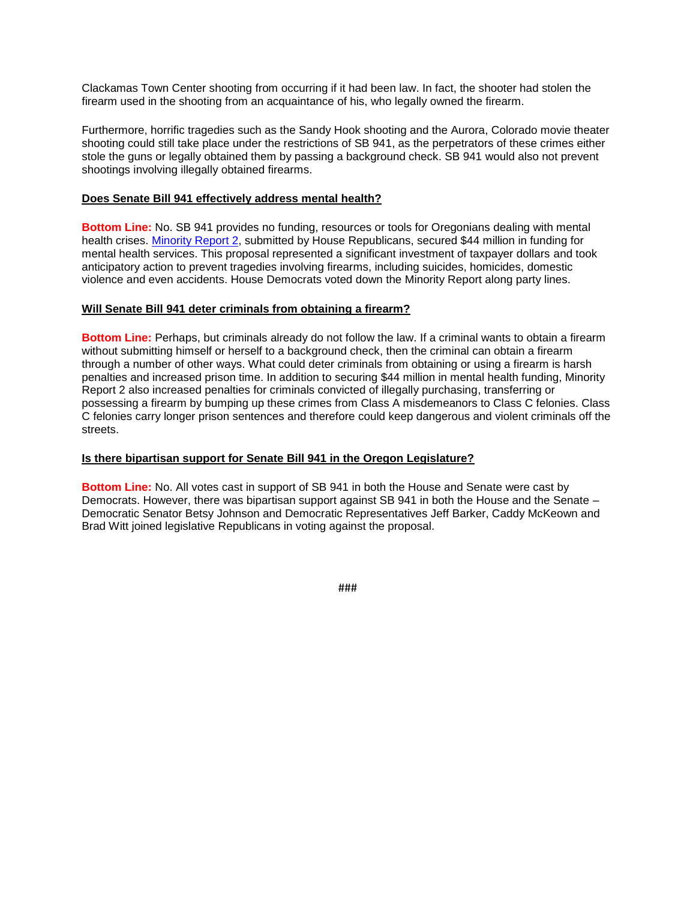Clackamas Town Center shooting from occurring if it had been law. In fact, the shooter had stolen the firearm used in the shooting from an acquaintance of his, who legally owned the firearm.

Furthermore, horrific tragedies such as the Sandy Hook shooting and the Aurora, Colorado movie theater shooting could still take place under the restrictions of SB 941, as the perpetrators of these crimes either stole the guns or legally obtained them by passing a background check. SB 941 would also not prevent shootings involving illegally obtained firearms.

**Does Senate Bill 941 effectively address mental health?**

**Bottom Line:** No. SB 941 provides no funding, resources or tools for Oregonians dealing with mental health crises. Minority Report 2, submitted by House Republicans, secured $44 million in funding for mental health services. This proposal represented a significant investment of taxpayer dollars and took anticipatory action to prevent tragedies involving firearms, including suicides, homicides, domestic violence and even accidents. House Democrats voted down the Minority Report along party lines.

**Will Senate Bill 941 deter criminals from obtaining a firearm?**

**Bottom Line:** Perhaps, but criminals already do not follow the law. If a criminal wants to obtain a firearm without submitting himself or herself to a background check, then the criminal can obtain a firearm through a number of other ways. What could deter criminals from obtaining or using a firearm is harsh penalties and increased prison time. In addition to securing $44 million in mental health funding, Minority Report 2 also increased penalties for criminals convicted of illegally purchasing, transferring or possessing a firearm by bumping up these crimes from Class A misdemeanors to Class C felonies. Class C felonies carry longer prison sentences and therefore could keep dangerous and violent criminals off the streets.

**Is there bipartisan support for Senate Bill 941 in the Oregon Legislature?**

**Bottom Line:** No. All votes cast in support of SB 941 in both the House and Senate were cast by Democrats. However, there was bipartisan support against SB 941 in both the House and the Senate – Democratic Senator Betsy Johnson and Democratic Representatives Jeff Barker, Caddy McKeown and Brad Witt joined legislative Republicans in voting against the proposal.

###